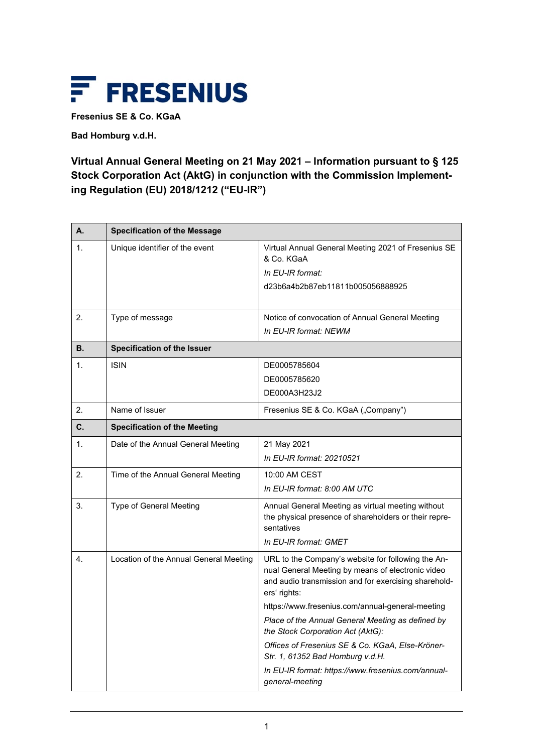# FRESENIUS

**Fresenius SE & Co. KGaA**

**Bad Homburg v.d.H.**

## Virtual Annual General Meeting on 21 May 2021 – Information pursuant to § 125 Stock Corporation Act (AktG) in conjunction with the Commission Implementing Regulation (EU) 2018/1212 ("EU-IR")

| **A.** | **Specification of the Message** | |
|---|---|---|
| 1. | Unique identifier of the event | Virtual Annual General Meeting 2021 of Fresenius SE & Co. KGaA<br>*In EU-IR format:*<br>d23b6a4b2b87eb11811b005056888925 |
| 2. | Type of message | Notice of convocation of Annual General Meeting<br>*In EU-IR format: NEWM* |
| **B.** | **Specification of the Issuer** | |
| 1. | ISIN | DE0005785604<br>DE0005785620<br>DE000A3H23J2 |
| 2. | Name of Issuer | Fresenius SE & Co. KGaA („Company") |
| **C.** | **Specification of the Meeting** | |
| 1. | Date of the Annual General Meeting | 21 May 2021<br>*In EU-IR format: 20210521* |
| 2. | Time of the Annual General Meeting | 10:00 AM CEST<br>*In EU-IR format: 8:00 AM UTC* |
| 3. | Type of General Meeting | Annual General Meeting as virtual meeting without the physical presence of shareholders or their representatives<br>*In EU-IR format: GMET* |
| 4. | Location of the Annual General Meeting | URL to the Company's website for following the Annual General Meeting by means of electronic video and audio transmission and for exercising shareholders' rights:<br>https://www.fresenius.com/annual-general-meeting<br>*Place of the Annual General Meeting as defined by the Stock Corporation Act (AktG):*<br>*Offices of Fresenius SE & Co. KGaA, Else-Kröner-Str. 1, 61352 Bad Homburg v.d.H.*<br>*In EU-IR format: https://www.fresenius.com/annual-general-meeting* |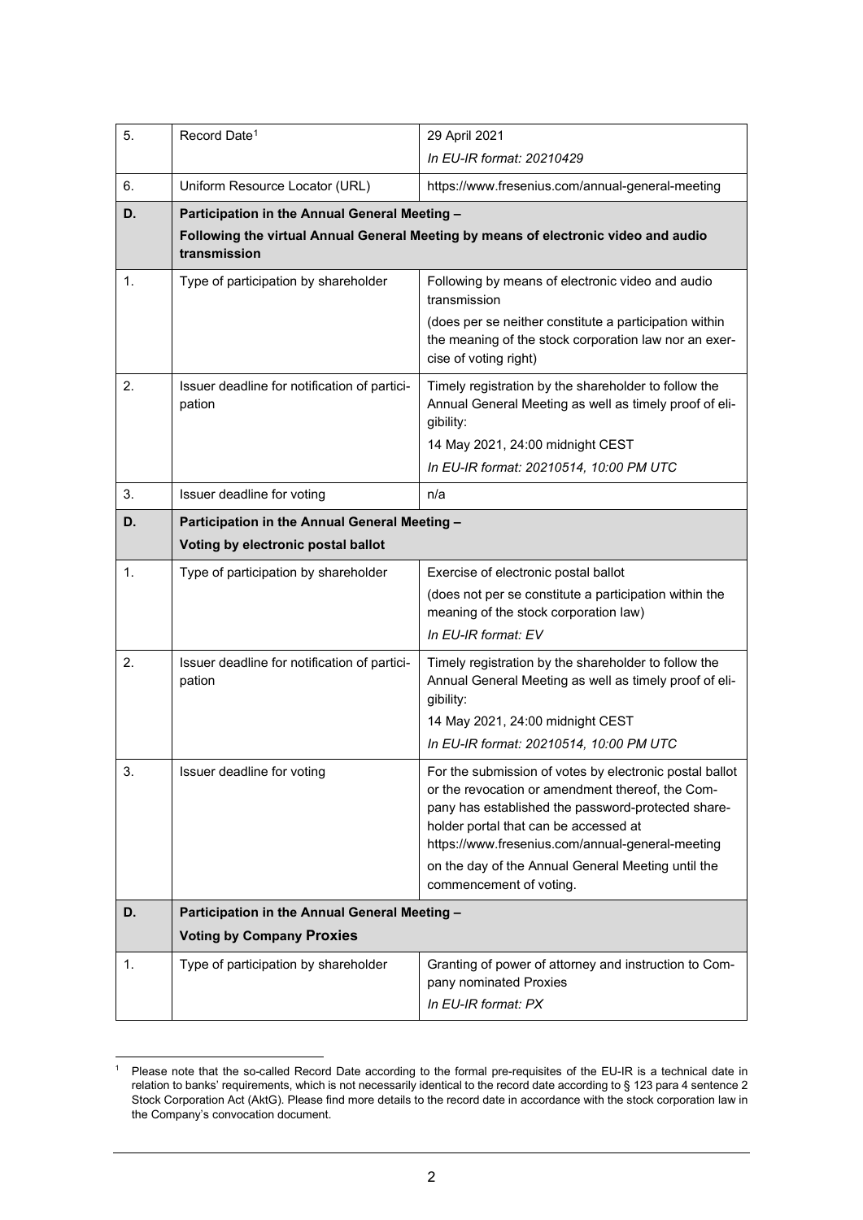| 5. | Record Date[1] | 29 April 2021<br>*In EU-IR format: 20210429* |
|---|---|---|
| 6. | Uniform Resource Locator (URL) | https://www.fresenius.com/annual-general-meeting |
| **D.** | **Participation in the Annual General Meeting –**<br>**Following the virtual Annual General Meeting by means of electronic video and audio transmission** | |
| 1. | Type of participation by shareholder | Following by means of electronic video and audio transmission<br>(does per se neither constitute a participation within the meaning of the stock corporation law nor an exercise of voting right) |
| 2. | Issuer deadline for notification of participation | Timely registration by the shareholder to follow the Annual General Meeting as well as timely proof of eligibility:<br>14 May 2021, 24:00 midnight CEST<br>*In EU-IR format: 20210514, 10:00 PM UTC* |
| 3. | Issuer deadline for voting | n/a |
| **D.** | **Participation in the Annual General Meeting –**<br>**Voting by electronic postal ballot** | |
| 1. | Type of participation by shareholder | Exercise of electronic postal ballot<br>(does not per se constitute a participation within the meaning of the stock corporation law)<br>*In EU-IR format: EV* |
| 2. | Issuer deadline for notification of participation | Timely registration by the shareholder to follow the Annual General Meeting as well as timely proof of eligibility:<br>14 May 2021, 24:00 midnight CEST<br>*In EU-IR format: 20210514, 10:00 PM UTC* |
| 3. | Issuer deadline for voting | For the submission of votes by electronic postal ballot or the revocation or amendment thereof, the Company has established the password-protected shareholder portal that can be accessed at https://www.fresenius.com/annual-general-meeting<br>on the day of the Annual General Meeting until the commencement of voting. |
| **D.** | **Participation in the Annual General Meeting –**<br>**Voting by Company Proxies** | |
| 1. | Type of participation by shareholder | Granting of power of attorney and instruction to Company nominated Proxies<br>*In EU-IR format: PX* |

[1] Please note that the so-called Record Date according to the formal pre-requisites of the EU-IR is a technical date in relation to banks' requirements, which is not necessarily identical to the record date according to § 123 para 4 sentence 2 Stock Corporation Act (AktG). Please find more details to the record date in accordance with the stock corporation law in the Company's convocation document.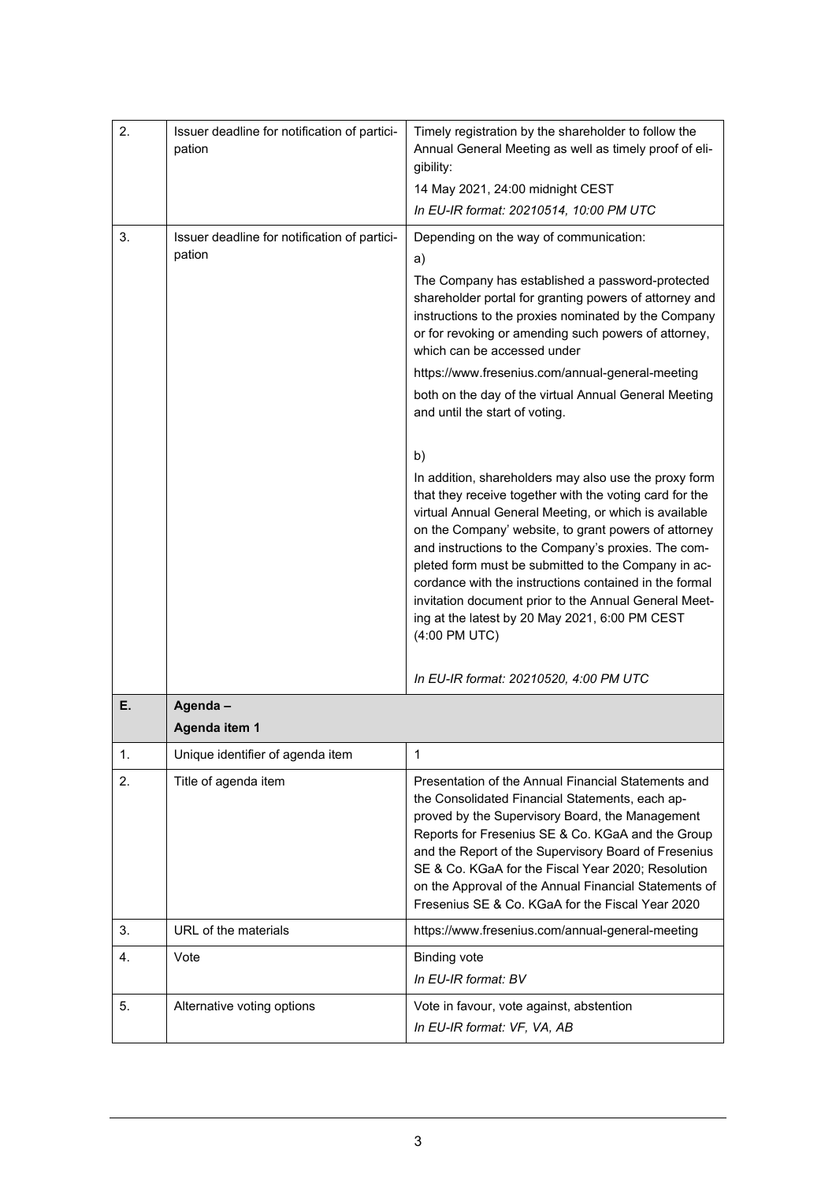| | | |
|---|---|---|
| 2. | Issuer deadline for notification of participation | Timely registration by the shareholder to follow the Annual General Meeting as well as timely proof of eligibility:<br><br>14 May 2021, 24:00 midnight CEST<br><br>*In EU-IR format: 20210514, 10:00 PM UTC* |
| 3. | Issuer deadline for notification of participation | Depending on the way of communication:<br><br>a)<br><br>The Company has established a password-protected shareholder portal for granting powers of attorney and instructions to the proxies nominated by the Company or for revoking or amending such powers of attorney, which can be accessed under<br><br>https://www.fresenius.com/annual-general-meeting<br><br>both on the day of the virtual Annual General Meeting and until the start of voting.<br><br>b)<br><br>In addition, shareholders may also use the proxy form that they receive together with the voting card for the virtual Annual General Meeting, or which is available on the Company' website, to grant powers of attorney and instructions to the Company's proxies. The completed form must be submitted to the Company in accordance with the instructions contained in the formal invitation document prior to the Annual General Meeting at the latest by 20 May 2021, 6:00 PM CEST (4:00 PM UTC)<br><br>*In EU-IR format: 20210520, 4:00 PM UTC* |
| **E.** | **Agenda –**<br>**Agenda item 1** | |
| 1. | Unique identifier of agenda item | 1 |
| 2. | Title of agenda item | Presentation of the Annual Financial Statements and the Consolidated Financial Statements, each approved by the Supervisory Board, the Management Reports for Fresenius SE & Co. KGaA and the Group and the Report of the Supervisory Board of Fresenius SE & Co. KGaA for the Fiscal Year 2020; Resolution on the Approval of the Annual Financial Statements of Fresenius SE & Co. KGaA for the Fiscal Year 2020 |
| 3. | URL of the materials | https://www.fresenius.com/annual-general-meeting |
| 4. | Vote | Binding vote<br><br>*In EU-IR format: BV* |
| 5. | Alternative voting options | Vote in favour, vote against, abstention<br><br>*In EU-IR format: VF, VA, AB* |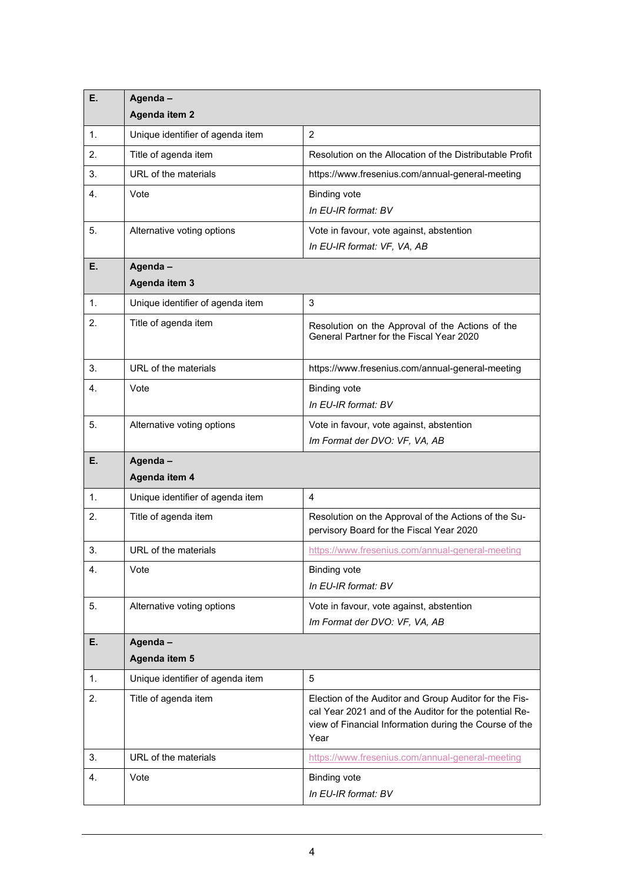| E. | Agenda – Agenda item 2 | |
|---|---|---|
| 1. | Unique identifier of agenda item | 2 |
| 2. | Title of agenda item | Resolution on the Allocation of the Distributable Profit |
| 3. | URL of the materials | https://www.fresenius.com/annual-general-meeting |
| 4. | Vote | Binding vote<br>*In EU-IR format: BV* |
| 5. | Alternative voting options | Vote in favour, vote against, abstention<br>*In EU-IR format: VF, VA, AB* |
| **E.** | **Agenda – Agenda item 3** | |
| 1. | Unique identifier of agenda item | 3 |
| 2. | Title of agenda item | Resolution on the Approval of the Actions of the General Partner for the Fiscal Year 2020 |
| 3. | URL of the materials | https://www.fresenius.com/annual-general-meeting |
| 4. | Vote | Binding vote<br>*In EU-IR format: BV* |
| 5. | Alternative voting options | Vote in favour, vote against, abstention<br>*Im Format der DVO: VF, VA, AB* |
| **E.** | **Agenda – Agenda item 4** | |
| 1. | Unique identifier of agenda item | 4 |
| 2. | Title of agenda item | Resolution on the Approval of the Actions of the Supervisory Board for the Fiscal Year 2020 |
| 3. | URL of the materials | https://www.fresenius.com/annual-general-meeting |
| 4. | Vote | Binding vote<br>*In EU-IR format: BV* |
| 5. | Alternative voting options | Vote in favour, vote against, abstention<br>*Im Format der DVO: VF, VA, AB* |
| **E.** | **Agenda – Agenda item 5** | |
| 1. | Unique identifier of agenda item | 5 |
| 2. | Title of agenda item | Election of the Auditor and Group Auditor for the Fiscal Year 2021 and of the Auditor for the potential Review of Financial Information during the Course of the Year |
| 3. | URL of the materials | https://www.fresenius.com/annual-general-meeting |
| 4. | Vote | Binding vote<br>*In EU-IR format: BV* |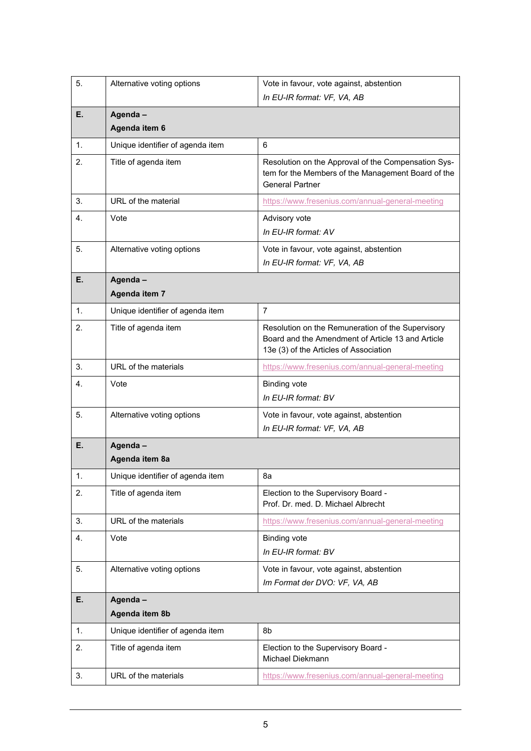| | | |
|---|---|---|
| 5. | Alternative voting options | Vote in favour, vote against, abstention<br>*In EU-IR format: VF, VA, AB* |
| **E.** | **Agenda –<br>Agenda item 6** | |
| 1. | Unique identifier of agenda item | 6 |
| 2. | Title of agenda item | Resolution on the Approval of the Compensation System for the Members of the Management Board of the General Partner |
| 3. | URL of the material | https://www.fresenius.com/annual-general-meeting |
| 4. | Vote | Advisory vote<br>*In EU-IR format: AV* |
| 5. | Alternative voting options | Vote in favour, vote against, abstention<br>*In EU-IR format: VF, VA, AB* |
| **E.** | **Agenda –<br>Agenda item 7** | |
| 1. | Unique identifier of agenda item | 7 |
| 2. | Title of agenda item | Resolution on the Remuneration of the Supervisory Board and the Amendment of Article 13 and Article 13e (3) of the Articles of Association |
| 3. | URL of the materials | https://www.fresenius.com/annual-general-meeting |
| 4. | Vote | Binding vote<br>*In EU-IR format: BV* |
| 5. | Alternative voting options | Vote in favour, vote against, abstention<br>*In EU-IR format: VF, VA, AB* |
| **E.** | **Agenda –<br>Agenda item 8a** | |
| 1. | Unique identifier of agenda item | 8a |
| 2. | Title of agenda item | Election to the Supervisory Board -<br>Prof. Dr. med. D. Michael Albrecht |
| 3. | URL of the materials | https://www.fresenius.com/annual-general-meeting |
| 4. | Vote | Binding vote<br>*In EU-IR format: BV* |
| 5. | Alternative voting options | Vote in favour, vote against, abstention<br>*Im Format der DVO: VF, VA, AB* |
| **E.** | **Agenda –<br>Agenda item 8b** | |
| 1. | Unique identifier of agenda item | 8b |
| 2. | Title of agenda item | Election to the Supervisory Board -<br>Michael Diekmann |
| 3. | URL of the materials | https://www.fresenius.com/annual-general-meeting |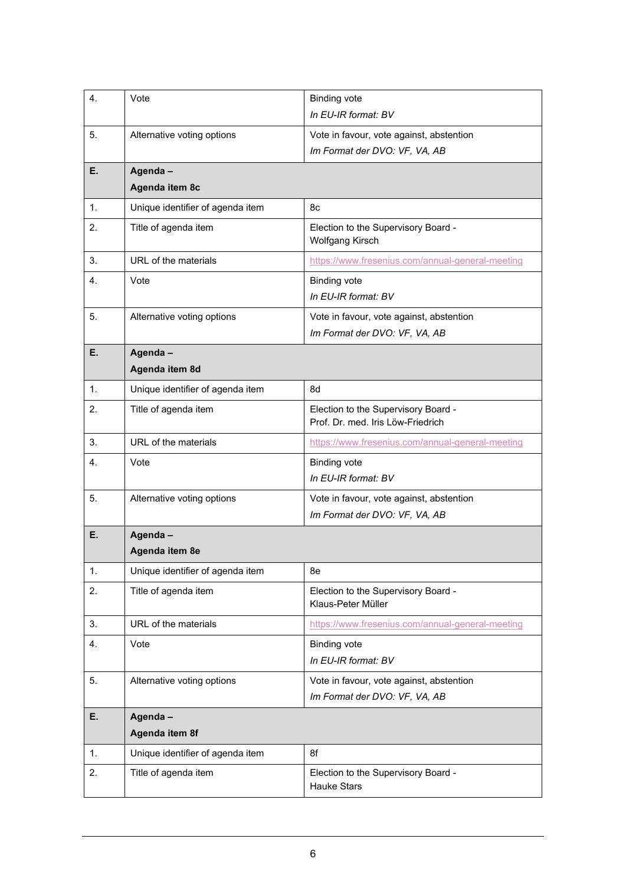| | | |
|---|---|---|
| 4. | Vote | Binding vote<br>*In EU-IR format: BV* |
| 5. | Alternative voting options | Vote in favour, vote against, abstention<br>*Im Format der DVO: VF, VA, AB* |
| **E.** | **Agenda –**<br>**Agenda item 8c** | |
| 1. | Unique identifier of agenda item | 8c |
| 2. | Title of agenda item | Election to the Supervisory Board - Wolfgang Kirsch |
| 3. | URL of the materials | https://www.fresenius.com/annual-general-meeting |
| 4. | Vote | Binding vote<br>*In EU-IR format: BV* |
| 5. | Alternative voting options | Vote in favour, vote against, abstention<br>*Im Format der DVO: VF, VA, AB* |
| **E.** | **Agenda –**<br>**Agenda item 8d** | |
| 1. | Unique identifier of agenda item | 8d |
| 2. | Title of agenda item | Election to the Supervisory Board - Prof. Dr. med. Iris Löw-Friedrich |
| 3. | URL of the materials | https://www.fresenius.com/annual-general-meeting |
| 4. | Vote | Binding vote<br>*In EU-IR format: BV* |
| 5. | Alternative voting options | Vote in favour, vote against, abstention<br>*Im Format der DVO: VF, VA, AB* |
| **E.** | **Agenda –**<br>**Agenda item 8e** | |
| 1. | Unique identifier of agenda item | 8e |
| 2. | Title of agenda item | Election to the Supervisory Board - Klaus-Peter Müller |
| 3. | URL of the materials | https://www.fresenius.com/annual-general-meeting |
| 4. | Vote | Binding vote<br>*In EU-IR format: BV* |
| 5. | Alternative voting options | Vote in favour, vote against, abstention<br>*Im Format der DVO: VF, VA, AB* |
| **E.** | **Agenda –**<br>**Agenda item 8f** | |
| 1. | Unique identifier of agenda item | 8f |
| 2. | Title of agenda item | Election to the Supervisory Board - Hauke Stars |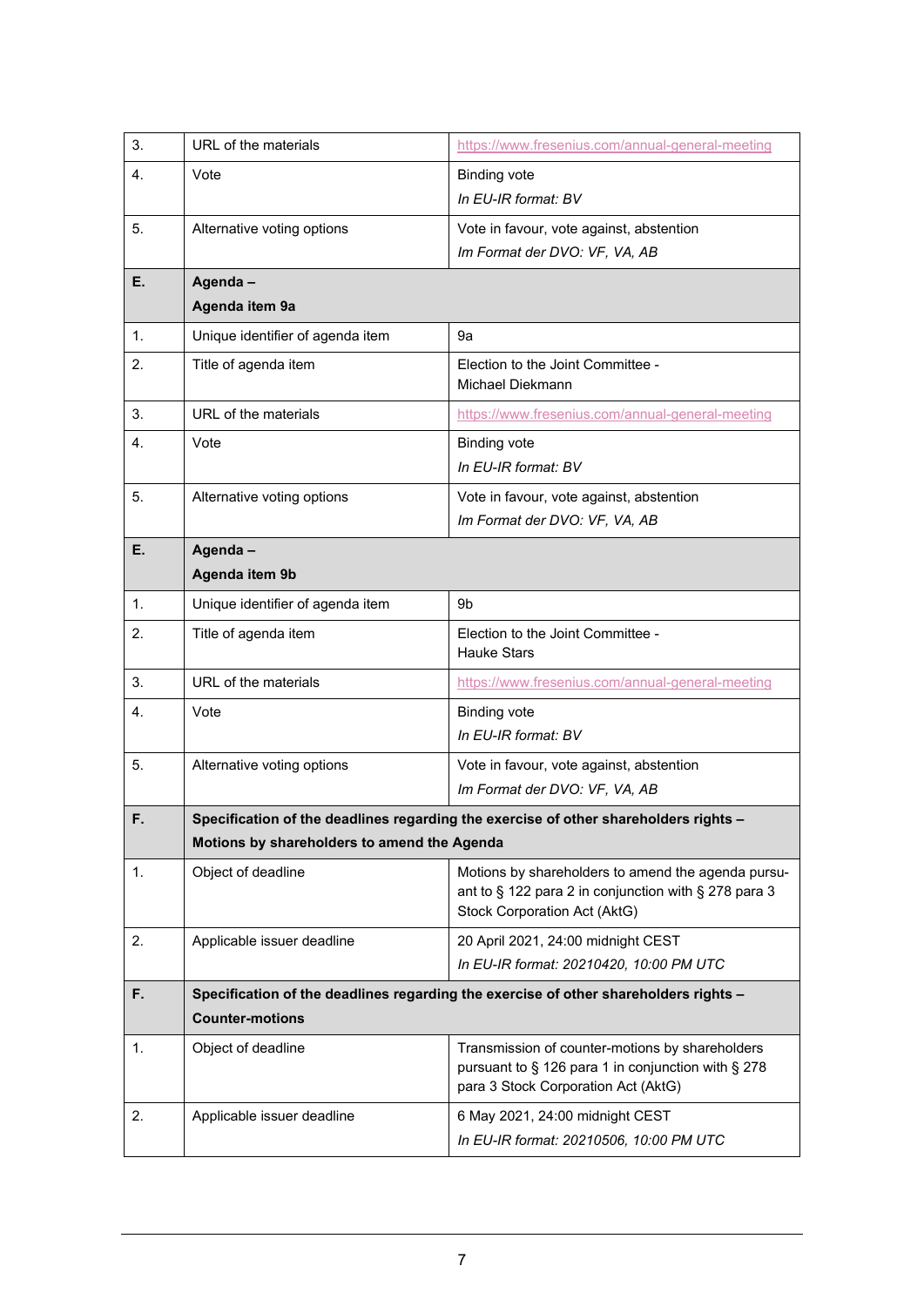| | | |
|---|---|---|
| 3. | URL of the materials | https://www.fresenius.com/annual-general-meeting |
| 4. | Vote | Binding vote<br>*In EU-IR format: BV* |
| 5. | Alternative voting options | Vote in favour, vote against, abstention<br>*Im Format der DVO: VF, VA, AB* |
| **E.** | **Agenda –<br>Agenda item 9a** | |
| 1. | Unique identifier of agenda item | 9a |
| 2. | Title of agenda item | Election to the Joint Committee - Michael Diekmann |
| 3. | URL of the materials | https://www.fresenius.com/annual-general-meeting |
| 4. | Vote | Binding vote<br>*In EU-IR format: BV* |
| 5. | Alternative voting options | Vote in favour, vote against, abstention<br>*Im Format der DVO: VF, VA, AB* |
| **E.** | **Agenda –<br>Agenda item 9b** | |
| 1. | Unique identifier of agenda item | 9b |
| 2. | Title of agenda item | Election to the Joint Committee - Hauke Stars |
| 3. | URL of the materials | https://www.fresenius.com/annual-general-meeting |
| 4. | Vote | Binding vote<br>*In EU-IR format: BV* |
| 5. | Alternative voting options | Vote in favour, vote against, abstention<br>*Im Format der DVO: VF, VA, AB* |
| **F.** | **Specification of the deadlines regarding the exercise of other shareholders rights – Motions by shareholders to amend the Agenda** | |
| 1. | Object of deadline | Motions by shareholders to amend the agenda pursuant to § 122 para 2 in conjunction with § 278 para 3 Stock Corporation Act (AktG) |
| 2. | Applicable issuer deadline | 20 April 2021, 24:00 midnight CEST<br>*In EU-IR format: 20210420, 10:00 PM UTC* |
| **F.** | **Specification of the deadlines regarding the exercise of other shareholders rights – Counter-motions** | |
| 1. | Object of deadline | Transmission of counter-motions by shareholders pursuant to § 126 para 1 in conjunction with § 278 para 3 Stock Corporation Act (AktG) |
| 2. | Applicable issuer deadline | 6 May 2021, 24:00 midnight CEST<br>*In EU-IR format: 20210506, 10:00 PM UTC* |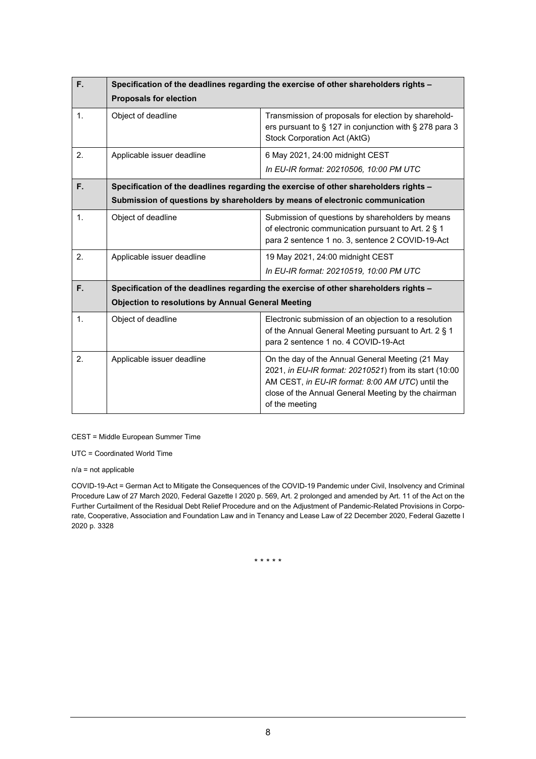| F. | Specification of the deadlines regarding the exercise of other shareholders rights – **Proposals for election** | |
|---|---|---|
| 1. | Object of deadline | Transmission of proposals for election by shareholders pursuant to § 127 in conjunction with § 278 para 3 Stock Corporation Act (AktG) |
| 2. | Applicable issuer deadline | 6 May 2021, 24:00 midnight CEST<br>*In EU-IR format: 20210506, 10:00 PM UTC* |
| **F.** | **Specification of the deadlines regarding the exercise of other shareholders rights – Submission of questions by shareholders by means of electronic communication** | |
| 1. | Object of deadline | Submission of questions by shareholders by means of electronic communication pursuant to Art. 2 § 1 para 2 sentence 1 no. 3, sentence 2 COVID-19-Act |
| 2. | Applicable issuer deadline | 19 May 2021, 24:00 midnight CEST<br>*In EU-IR format: 20210519, 10:00 PM UTC* |
| **F.** | **Specification of the deadlines regarding the exercise of other shareholders rights – Objection to resolutions by Annual General Meeting** | |
| 1. | Object of deadline | Electronic submission of an objection to a resolution of the Annual General Meeting pursuant to Art. 2 § 1 para 2 sentence 1 no. 4 COVID-19-Act |
| 2. | Applicable issuer deadline | On the day of the Annual General Meeting (21 May 2021, *in EU-IR format: 20210521*) from its start (10:00 AM CEST, *in EU-IR format: 8:00 AM UTC*) until the close of the Annual General Meeting by the chairman of the meeting |

CEST = Middle European Summer Time

UTC = Coordinated World Time

n/a = not applicable

COVID-19-Act = German Act to Mitigate the Consequences of the COVID-19 Pandemic under Civil, Insolvency and Criminal Procedure Law of 27 March 2020, Federal Gazette I 2020 p. 569, Art. 2 prolonged and amended by Art. 11 of the Act on the Further Curtailment of the Residual Debt Relief Procedure and on the Adjustment of Pandemic-Related Provisions in Corporate, Cooperative, Association and Foundation Law and in Tenancy and Lease Law of 22 December 2020, Federal Gazette I 2020 p. 3328

\* \* \* \* \*